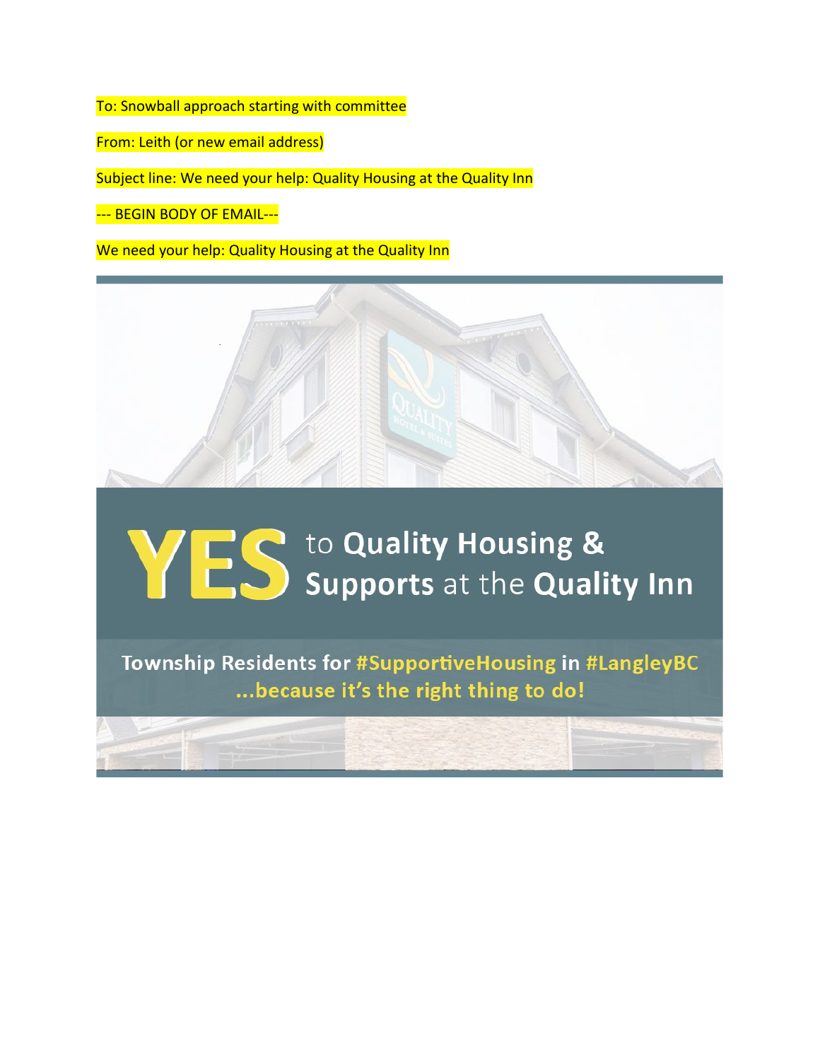To: Snowball approach starting with committee

From: Leith (or new email address)

Subject line: We need your help: Quality Housing at the Quality Inn

--- BEGIN BODY OF EMAIL---

We need your help: Quality Housing at the Quality Inn

# YES to Quality Housing & Supports at the Quality Inn

**Township Residents for #SupportiveHousing in #LangleyBC ...because it's the right thing to do!**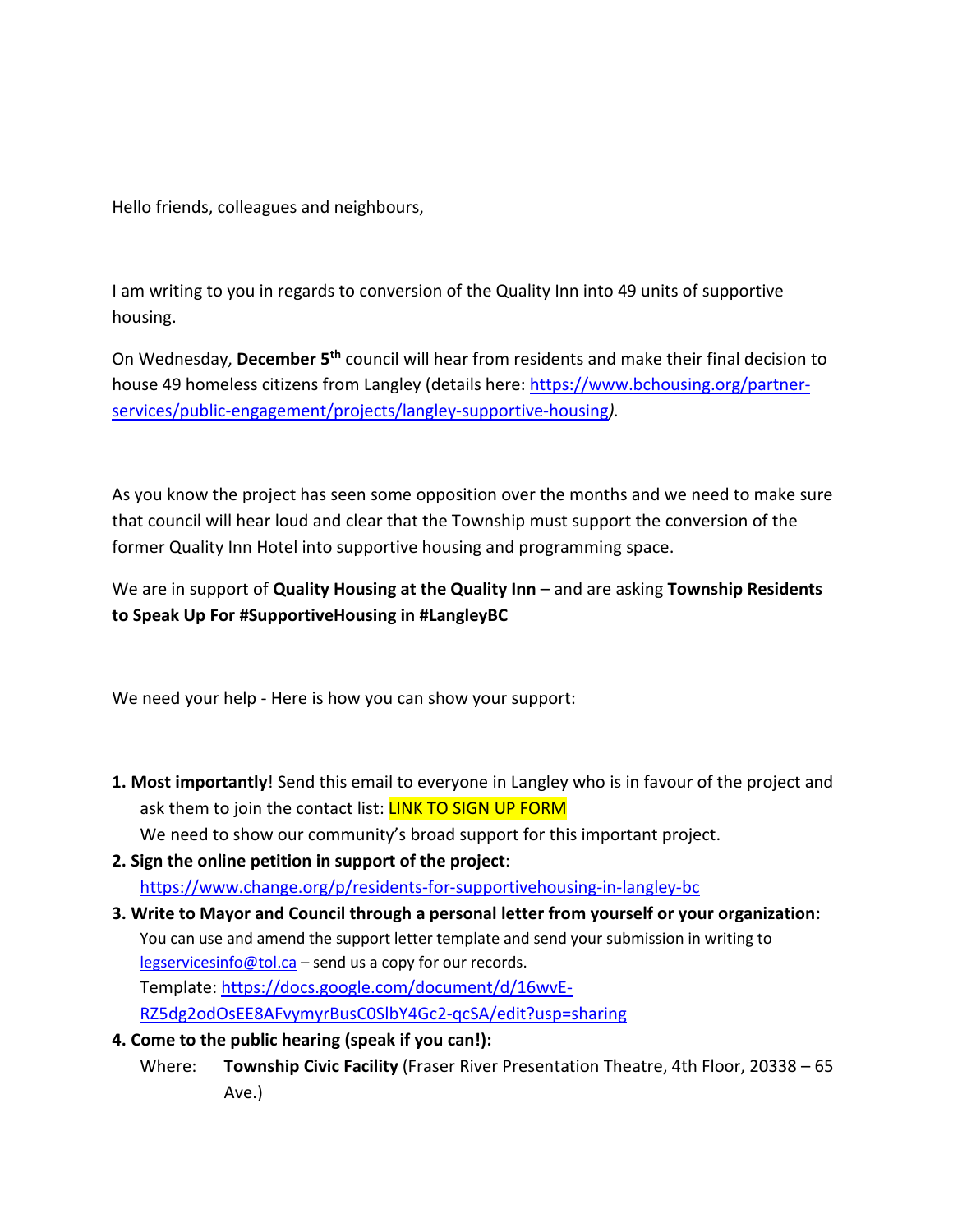Hello friends, colleagues and neighbours,

I am writing to you in regards to conversion of the Quality Inn into 49 units of supportive housing.

On Wednesday, **December 5th** council will hear from residents and make their final decision to house 49 homeless citizens from Langley (details here: https://www.bchousing.org/partner-services/public-engagement/projects/langley-supportive-housing*)*.

As you know the project has seen some opposition over the months and we need to make sure that council will hear loud and clear that the Township must support the conversion of the former Quality Inn Hotel into supportive housing and programming space.

We are in support of **Quality Housing at the Quality Inn** – and are asking **Township Residents to Speak Up For #SupportiveHousing in #LangleyBC**

We need your help - Here is how you can show your support:

1. **Most importantly**! Send this email to everyone in Langley who is in favour of the project and ask them to join the contact list: LINK TO SIGN UP FORM
   We need to show our community's broad support for this important project.
2. **Sign the online petition in support of the project**:
   https://www.change.org/p/residents-for-supportivehousing-in-langley-bc
3. **Write to Mayor and Council through a personal letter from yourself or your organization:**
   You can use and amend the support letter template and send your submission in writing to legservicesinfo@tol.ca – send us a copy for our records.
   Template: https://docs.google.com/document/d/16wvE-RZ5dg2odOsEE8AFvymyrBusC0SlbY4Gc2-qcSA/edit?usp=sharing
4. **Come to the public hearing (speak if you can!):**
   Where: **Township Civic Facility** (Fraser River Presentation Theatre, 4th Floor, 20338 – 65 Ave.)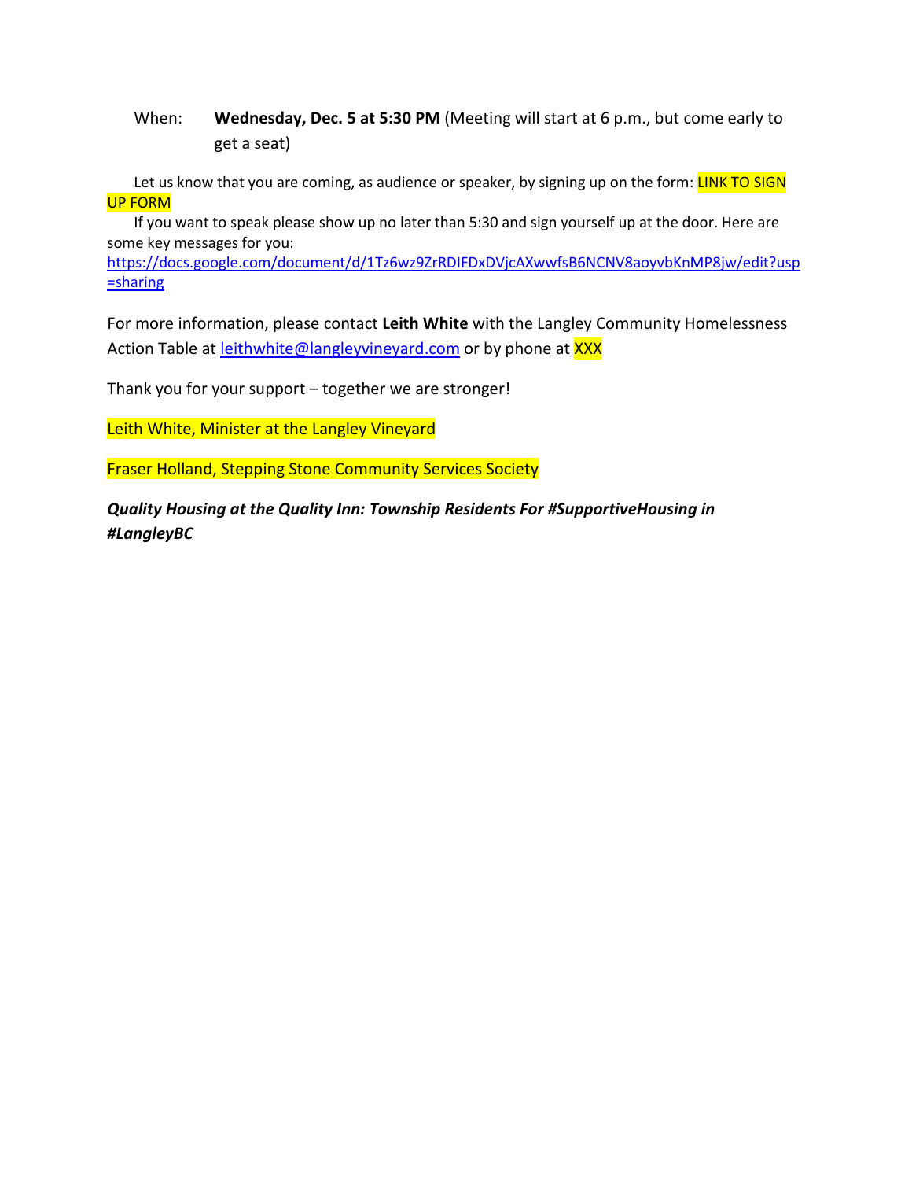When: **Wednesday, Dec. 5 at 5:30 PM** (Meeting will start at 6 p.m., but come early to get a seat)

Let us know that you are coming, as audience or speaker, by signing up on the form: LINK TO SIGN UP FORM

If you want to speak please show up no later than 5:30 and sign yourself up at the door. Here are some key messages for you: https://docs.google.com/document/d/1Tz6wz9ZrRDIFDxDVjcAXwwfsB6NCNV8aoyvbKnMP8jw/edit?usp=sharing

For more information, please contact **Leith White** with the Langley Community Homelessness Action Table at leithwhite@langleyvineyard.com or by phone at XXX

Thank you for your support – together we are stronger!

Leith White, Minister at the Langley Vineyard

Fraser Holland, Stepping Stone Community Services Society

***Quality Housing at the Quality Inn: Township Residents For #SupportiveHousing in #LangleyBC***